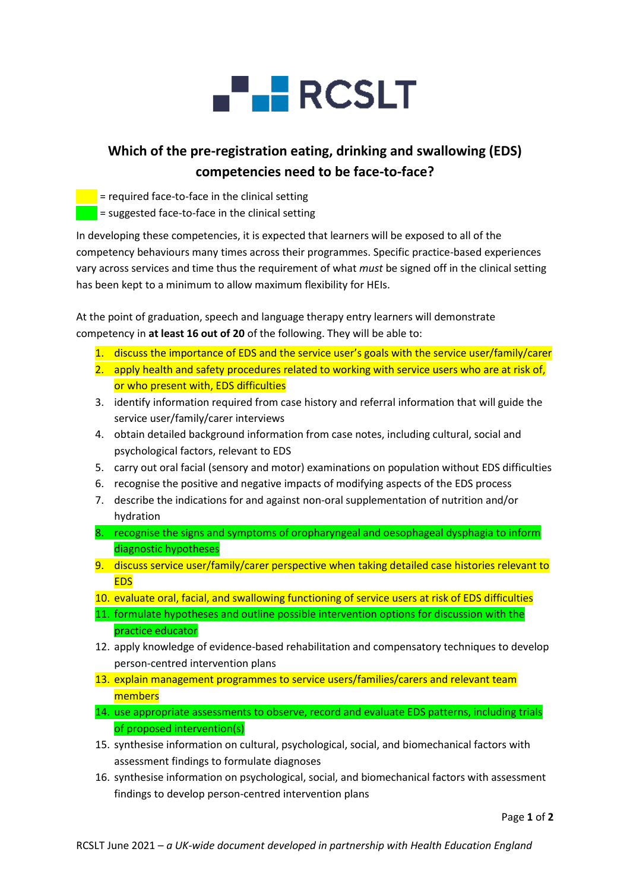RCSLT

## Which of the pre-registration eating, drinking and swallowing (EDS) competencies need to be face-to-face?

[yellow] = required face-to-face in the clinical setting
[green] = suggested face-to-face in the clinical setting

In developing these competencies, it is expected that learners will be exposed to all of the competency behaviours many times across their programmes. Specific practice-based experiences vary across services and time thus the requirement of what *must* be signed off in the clinical setting has been kept to a minimum to allow maximum flexibility for HEIs.

At the point of graduation, speech and language therapy entry learners will demonstrate competency in **at least 16 out of 20** of the following. They will be able to:

1. discuss the importance of EDS and the service user's goals with the service user/family/carer
2. apply health and safety procedures related to working with service users who are at risk of, or who present with, EDS difficulties
3. identify information required from case history and referral information that will guide the service user/family/carer interviews
4. obtain detailed background information from case notes, including cultural, social and psychological factors, relevant to EDS
5. carry out oral facial (sensory and motor) examinations on population without EDS difficulties
6. recognise the positive and negative impacts of modifying aspects of the EDS process
7. describe the indications for and against non-oral supplementation of nutrition and/or hydration
8. recognise the signs and symptoms of oropharyngeal and oesophageal dysphagia to inform diagnostic hypotheses
9. discuss service user/family/carer perspective when taking detailed case histories relevant to EDS
10. evaluate oral, facial, and swallowing functioning of service users at risk of EDS difficulties
11. formulate hypotheses and outline possible intervention options for discussion with the practice educator
12. apply knowledge of evidence-based rehabilitation and compensatory techniques to develop person-centred intervention plans
13. explain management programmes to service users/families/carers and relevant team members
14. use appropriate assessments to observe, record and evaluate EDS patterns, including trials of proposed intervention(s)
15. synthesise information on cultural, psychological, social, and biomechanical factors with assessment findings to formulate diagnoses
16. synthesise information on psychological, social, and biomechanical factors with assessment findings to develop person-centred intervention plans

RCSLT June 2021 – *a UK-wide document developed in partnership with Health Education England*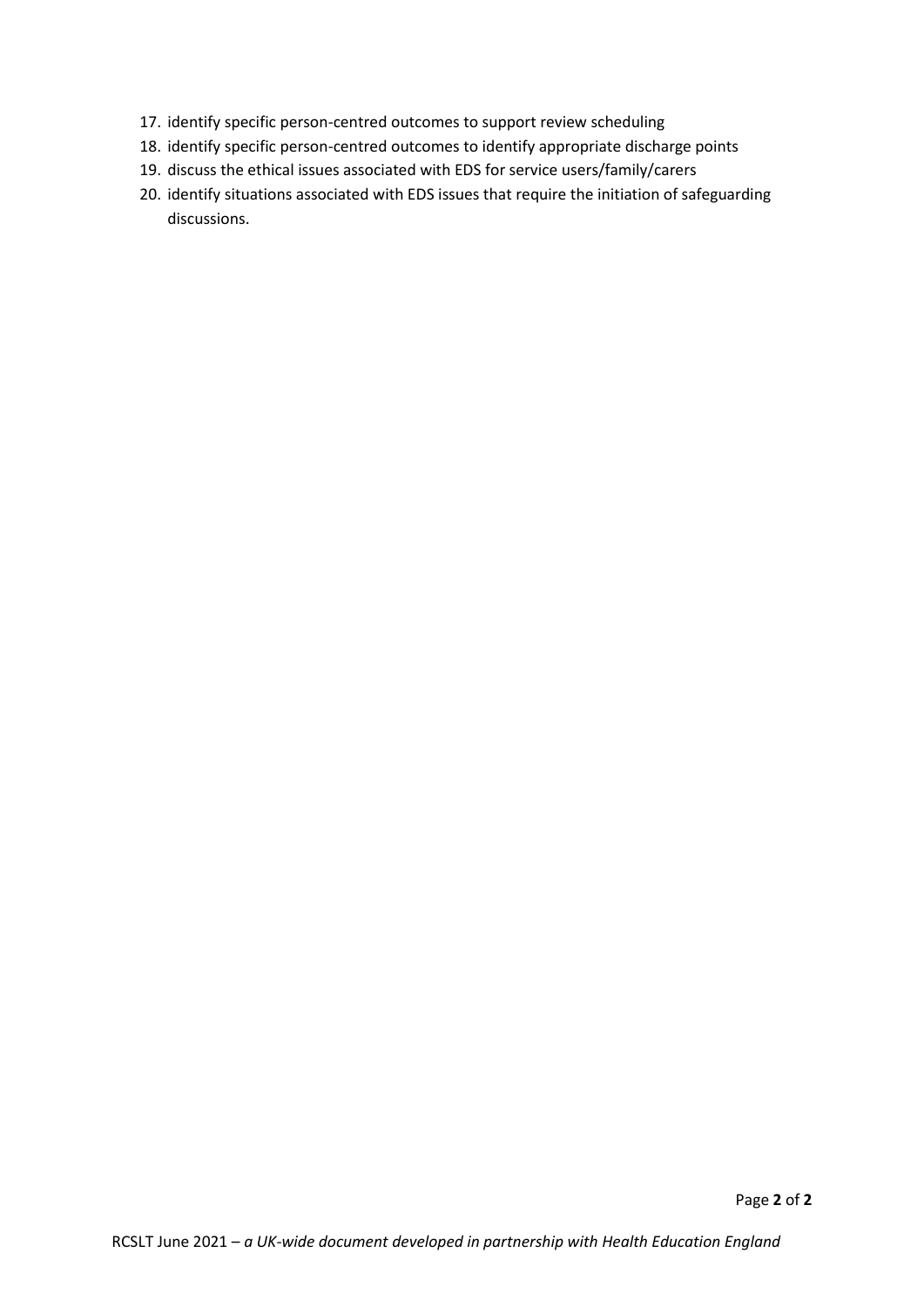17. identify specific person-centred outcomes to support review scheduling
18. identify specific person-centred outcomes to identify appropriate discharge points
19. discuss the ethical issues associated with EDS for service users/family/carers
20. identify situations associated with EDS issues that require the initiation of safeguarding discussions.